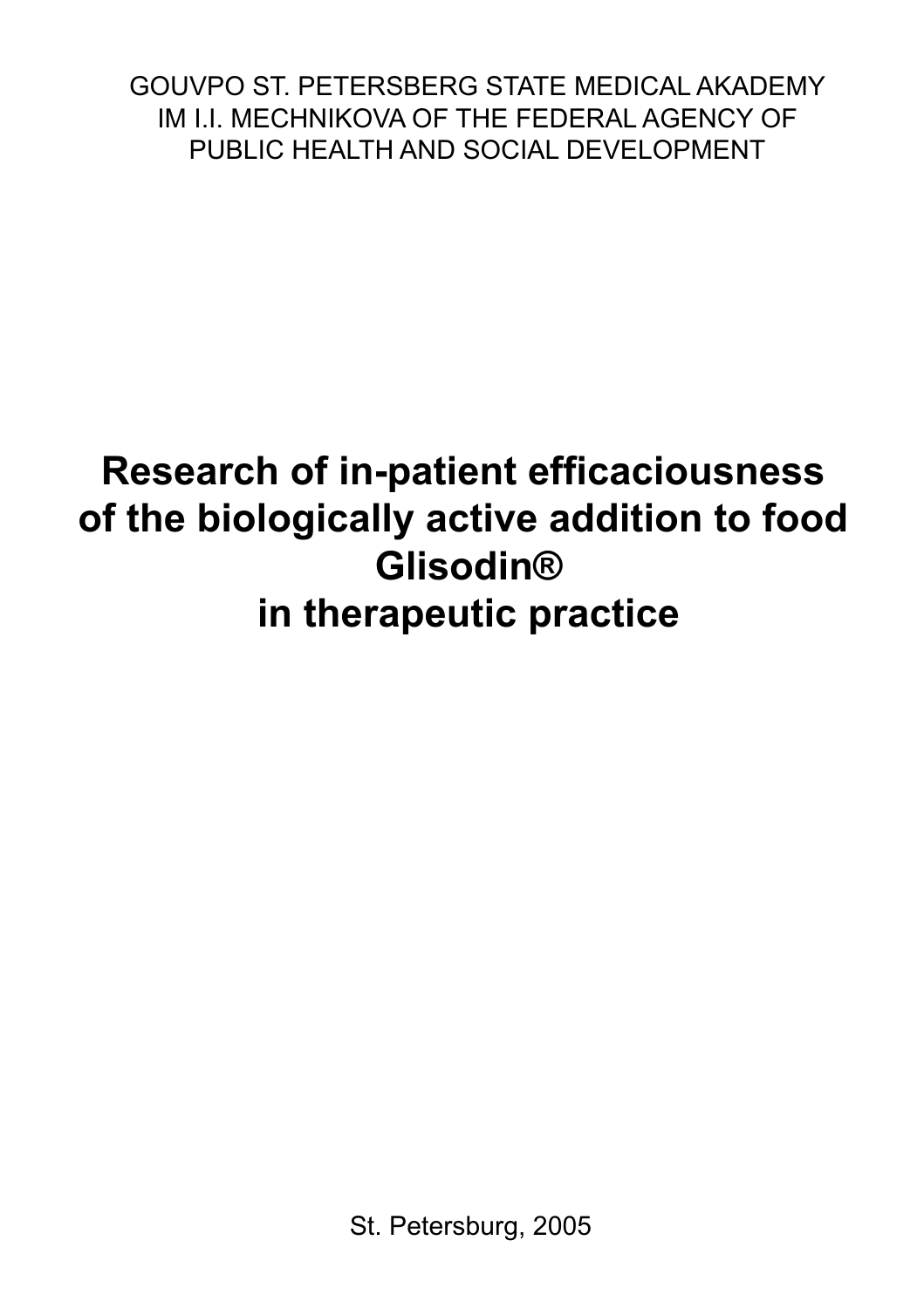GOUVPO ST. PETERSBERG STATE MEDICAL AKADEMY
IM I.I. MECHNIKOVA OF THE FEDERAL AGENCY OF
PUBLIC HEALTH AND SOCIAL DEVELOPMENT

# Research of in-patient efficaciousness of the biologically active addition to food Glisodin® in therapeutic practice

St. Petersburg, 2005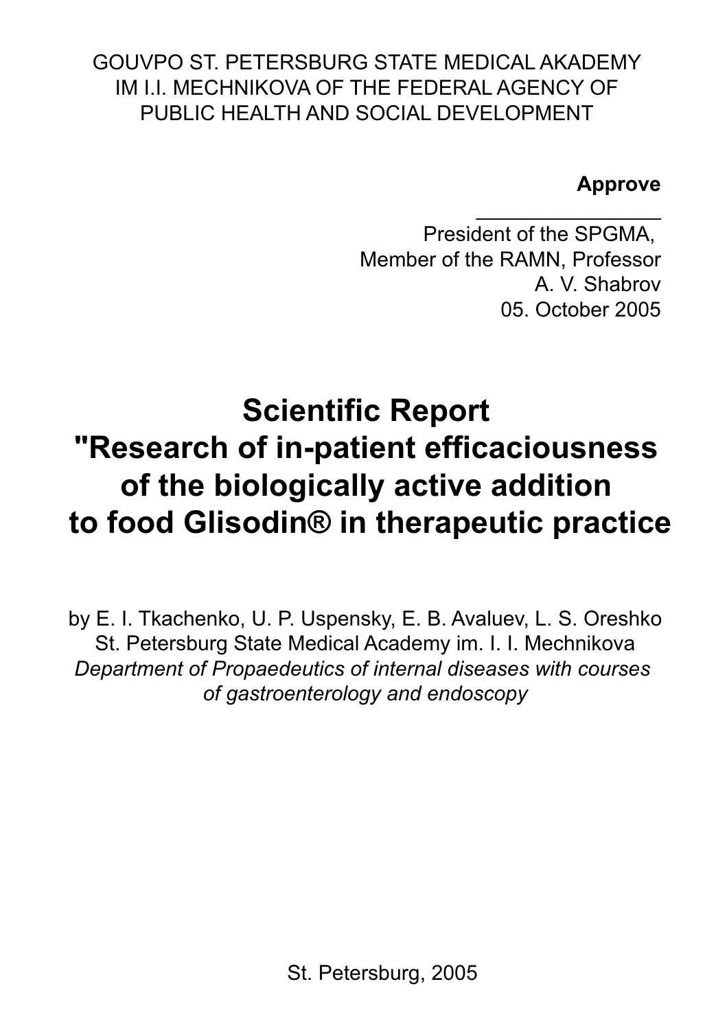GOUVPO ST. PETERSBURG STATE MEDICAL AKADEMY
IM I.I. MECHNIKOVA OF THE FEDERAL AGENCY OF
PUBLIC HEALTH AND SOCIAL DEVELOPMENT

**Approve**

_______________

President of the SPGMA,
Member of the RAMN, Professor
A. V. Shabrov
05. October 2005

# Scientific Report "Research of in-patient efficaciousness of the biologically active addition to food Glisodin® in therapeutic practice

by E. I. Tkachenko, U. P. Uspensky, E. B. Avaluev, L. S. Oreshko
St. Petersburg State Medical Academy im. I. I. Mechnikova
*Department of Propaedeutics of internal diseases with courses of gastroenterology and endoscopy*

St. Petersburg, 2005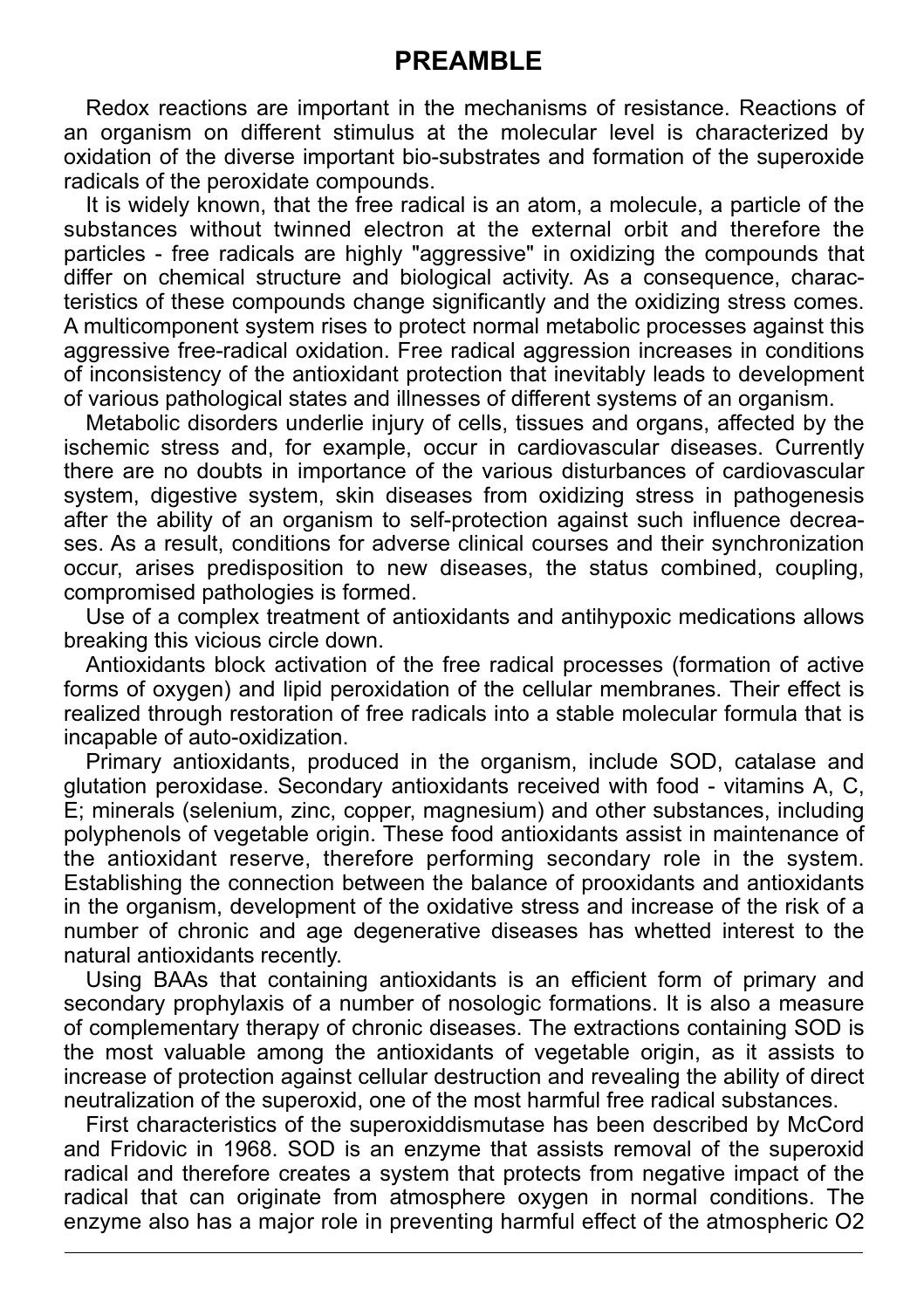# PREAMBLE

Redox reactions are important in the mechanisms of resistance. Reactions of an organism on different stimulus at the molecular level is characterized by oxidation of the diverse important bio-substrates and formation of the superoxide radicals of the peroxidate compounds.

It is widely known, that the free radical is an atom, a molecule, a particle of the substances without twinned electron at the external orbit and therefore the particles - free radicals are highly "aggressive" in oxidizing the compounds that differ on chemical structure and biological activity. As a consequence, characteristics of these compounds change significantly and the oxidizing stress comes. A multicomponent system rises to protect normal metabolic processes against this aggressive free-radical oxidation. Free radical aggression increases in conditions of inconsistency of the antioxidant protection that inevitably leads to development of various pathological states and illnesses of different systems of an organism.

Metabolic disorders underlie injury of cells, tissues and organs, affected by the ischemic stress and, for example, occur in cardiovascular diseases. Currently there are no doubts in importance of the various disturbances of cardiovascular system, digestive system, skin diseases from oxidizing stress in pathogenesis after the ability of an organism to self-protection against such influence decreases. As a result, conditions for adverse clinical courses and their synchronization occur, arises predisposition to new diseases, the status combined, coupling, compromised pathologies is formed.

Use of a complex treatment of antioxidants and antihypoxic medications allows breaking this vicious circle down.

Antioxidants block activation of the free radical processes (formation of active forms of oxygen) and lipid peroxidation of the cellular membranes. Their effect is realized through restoration of free radicals into a stable molecular formula that is incapable of auto-oxidization.

Primary antioxidants, produced in the organism, include SOD, catalase and glutation peroxidase. Secondary antioxidants received with food - vitamins A, C, E; minerals (selenium, zinc, copper, magnesium) and other substances, including polyphenols of vegetable origin. These food antioxidants assist in maintenance of the antioxidant reserve, therefore performing secondary role in the system. Establishing the connection between the balance of prooxidants and antioxidants in the organism, development of the oxidative stress and increase of the risk of a number of chronic and age degenerative diseases has whetted interest to the natural antioxidants recently.

Using BAAs that containing antioxidants is an efficient form of primary and secondary prophylaxis of a number of nosologic formations. It is also a measure of complementary therapy of chronic diseases. The extractions containing SOD is the most valuable among the antioxidants of vegetable origin, as it assists to increase of protection against cellular destruction and revealing the ability of direct neutralization of the superoxid, one of the most harmful free radical substances.

First characteristics of the superoxiddismutase has been described by McCord and Fridovic in 1968. SOD is an enzyme that assists removal of the superoxid radical and therefore creates a system that protects from negative impact of the radical that can originate from atmosphere oxygen in normal conditions. The enzyme also has a major role in preventing harmful effect of the atmospheric $O_2$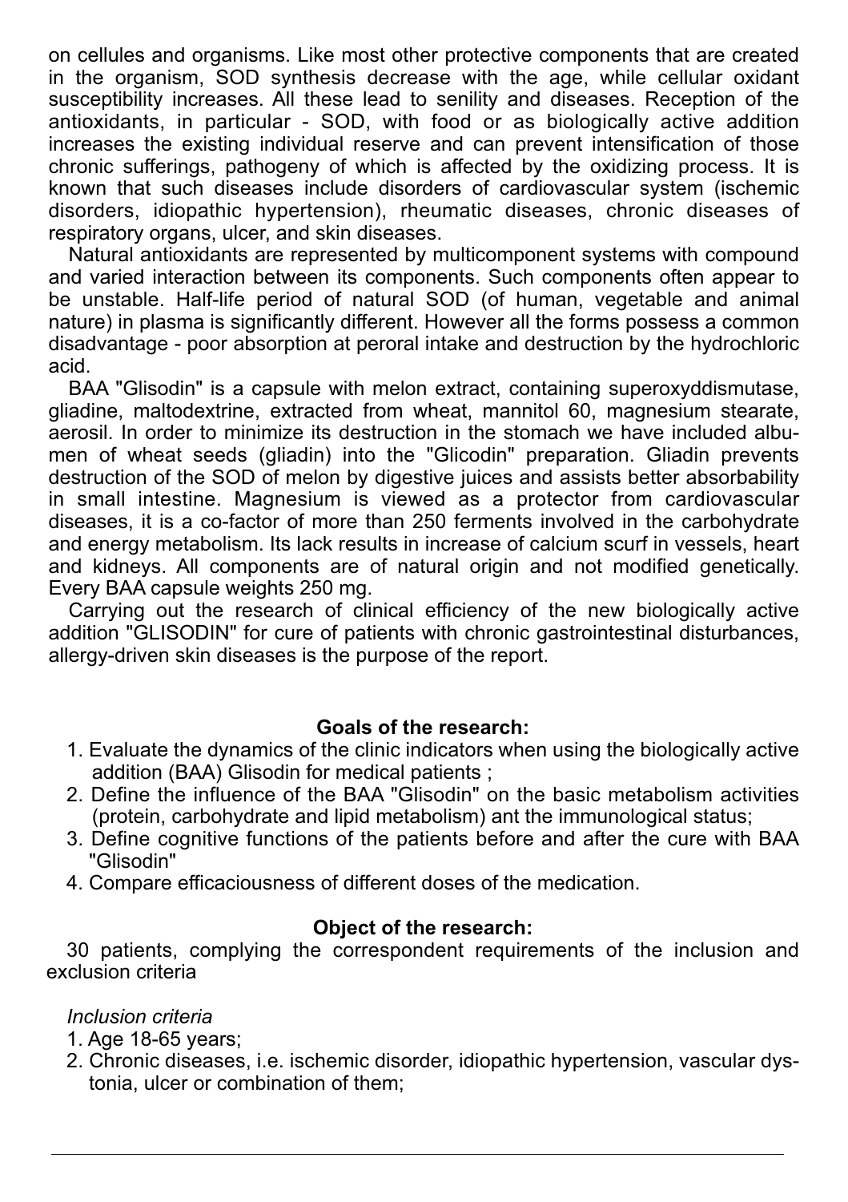on cellules and organisms. Like most other protective components that are created in the organism, SOD synthesis decrease with the age, while cellular oxidant susceptibility increases. All these lead to senility and diseases. Reception of the antioxidants, in particular - SOD, with food or as biologically active addition increases the existing individual reserve and can prevent intensification of those chronic sufferings, pathogeny of which is affected by the oxidizing process. It is known that such diseases include disorders of cardiovascular system (ischemic disorders, idiopathic hypertension), rheumatic diseases, chronic diseases of respiratory organs, ulcer, and skin diseases.

Natural antioxidants are represented by multicomponent systems with compound and varied interaction between its components. Such components often appear to be unstable. Half-life period of natural SOD (of human, vegetable and animal nature) in plasma is significantly different. However all the forms possess a common disadvantage - poor absorption at peroral intake and destruction by the hydrochloric acid.

BAA "Glisodin" is a capsule with melon extract, containing superoxyddismutase, gliadine, maltodextrine, extracted from wheat, mannitol 60, magnesium stearate, aerosil. In order to minimize its destruction in the stomach we have included albumen of wheat seeds (gliadin) into the "Glicodin" preparation. Gliadin prevents destruction of the SOD of melon by digestive juices and assists better absorbability in small intestine. Magnesium is viewed as a protector from cardiovascular diseases, it is a co-factor of more than 250 ferments involved in the carbohydrate and energy metabolism. Its lack results in increase of calcium scurf in vessels, heart and kidneys. All components are of natural origin and not modified genetically. Every BAA capsule weights 250 mg.

Carrying out the research of clinical efficiency of the new biologically active addition "GLISODIN" for cure of patients with chronic gastrointestinal disturbances, allergy-driven skin diseases is the purpose of the report.

**Goals of the research:**

1. Evaluate the dynamics of the clinic indicators when using the biologically active addition (BAA) Glisodin for medical patients ;
2. Define the influence of the BAA "Glisodin" on the basic metabolism activities (protein, carbohydrate and lipid metabolism) ant the immunological status;
3. Define cognitive functions of the patients before and after the cure with BAA "Glisodin"
4. Compare efficaciousness of different doses of the medication.

**Object of the research:**

30 patients, complying the correspondent requirements of the inclusion and exclusion criteria

*Inclusion criteria*

1. Age 18-65 years;
2. Chronic diseases, i.e. ischemic disorder, idiopathic hypertension, vascular dystonia, ulcer or combination of them;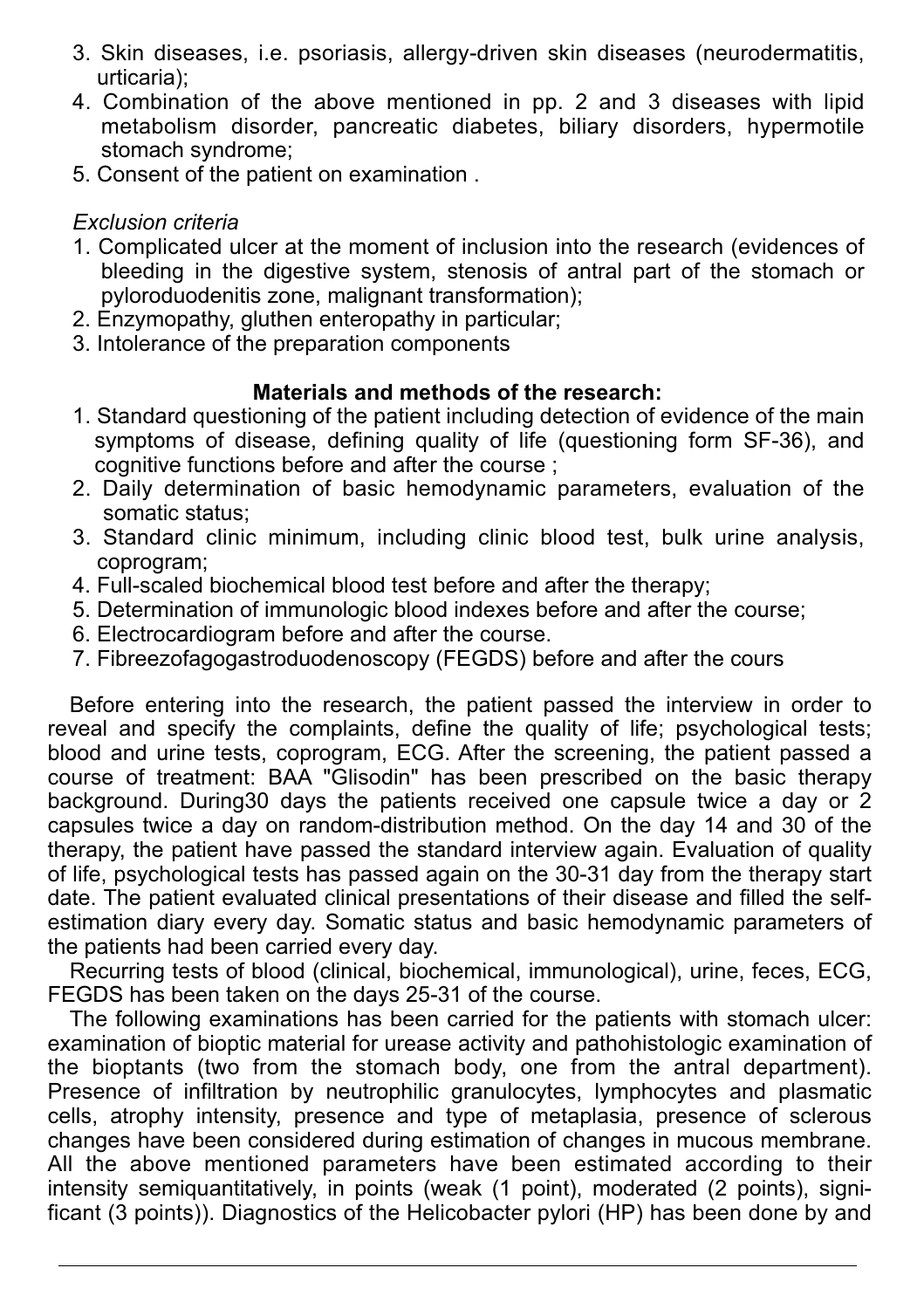3. Skin diseases, i.e. psoriasis, allergy-driven skin diseases (neurodermatitis, urticaria);
4. Combination of the above mentioned in pp. 2 and 3 diseases with lipid metabolism disorder, pancreatic diabetes, biliary disorders, hypermotile stomach syndrome;
5. Consent of the patient on examination .

*Exclusion criteria*

1. Complicated ulcer at the moment of inclusion into the research (evidences of bleeding in the digestive system, stenosis of antral part of the stomach or pyloroduodenitis zone, malignant transformation);
2. Enzymopathy, gluthen enteropathy in particular;
3. Intolerance of the preparation components

**Materials and methods of the research:**

1. Standard questioning of the patient including detection of evidence of the main symptoms of disease, defining quality of life (questioning form SF-36), and cognitive functions before and after the course ;
2. Daily determination of basic hemodynamic parameters, evaluation of the somatic status;
3. Standard clinic minimum, including clinic blood test, bulk urine analysis, coprogram;
4. Full-scaled biochemical blood test before and after the therapy;
5. Determination of immunologic blood indexes before and after the course;
6. Electrocardiogram before and after the course.
7. Fibreezofagogastroduodenoscopy (FEGDS) before and after the cours

Before entering into the research, the patient passed the interview in order to reveal and specify the complaints, define the quality of life; psychological tests; blood and urine tests, coprogram, ECG. After the screening, the patient passed a course of treatment: BAA "Glisodin" has been prescribed on the basic therapy background. During30 days the patients received one capsule twice a day or 2 capsules twice a day on random-distribution method. On the day 14 and 30 of the therapy, the patient have passed the standard interview again. Evaluation of quality of life, psychological tests has passed again on the 30-31 day from the therapy start date. The patient evaluated clinical presentations of their disease and filled the self-estimation diary every day. Somatic status and basic hemodynamic parameters of the patients had been carried every day.

Recurring tests of blood (clinical, biochemical, immunological), urine, feces, ECG, FEGDS has been taken on the days 25-31 of the course.

The following examinations has been carried for the patients with stomach ulcer: examination of bioptic material for urease activity and pathohistologic examination of the bioptants (two from the stomach body, one from the antral department). Presence of infiltration by neutrophilic granulocytes, lymphocytes and plasmatic cells, atrophy intensity, presence and type of metaplasia, presence of sclerous changes have been considered during estimation of changes in mucous membrane. All the above mentioned parameters have been estimated according to their intensity semiquantitatively, in points (weak (1 point), moderated (2 points), significant (3 points)). Diagnostics of the Helicobacter pylori (HP) has been done by and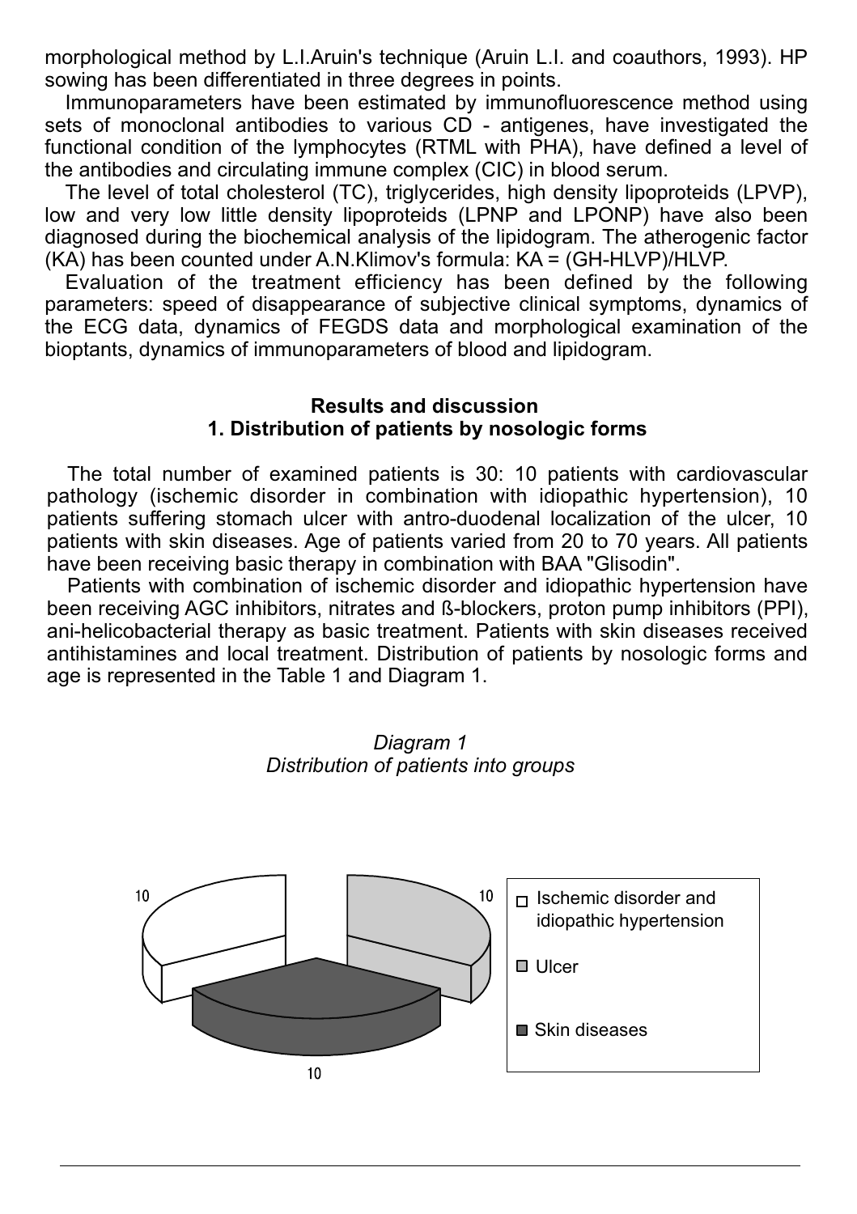morphological method by L.I.Aruin's technique (Aruin L.I. and coauthors, 1993). HP sowing has been differentiated in three degrees in points.

Immunoparameters have been estimated by immunofluorescence method using sets of monoclonal antibodies to various CD - antigenes, have investigated the functional condition of the lymphocytes (RTML with PHA), have defined a level of the antibodies and circulating immune complex (CIC) in blood serum.

The level of total cholesterol (TC), triglycerides, high density lipoproteids (LPVP), low and very low little density lipoproteids (LPNP and LPONP) have also been diagnosed during the biochemical analysis of the lipidogram. The atherogenic factor (KA) has been counted under A.N.Klimov's formula: KA = (GH-HLVP)/HLVP.

Evaluation of the treatment efficiency has been defined by the following parameters: speed of disappearance of subjective clinical symptoms, dynamics of the ECG data, dynamics of FEGDS data and morphological examination of the bioptants, dynamics of immunoparameters of blood and lipidogram.

## Results and discussion

### 1. Distribution of patients by nosologic forms

The total number of examined patients is 30: 10 patients with cardiovascular pathology (ischemic disorder in combination with idiopathic hypertension), 10 patients suffering stomach ulcer with antro-duodenal localization of the ulcer, 10 patients with skin diseases. Age of patients varied from 20 to 70 years. All patients have been receiving basic therapy in combination with BAA "Glisodin".

Patients with combination of ischemic disorder and idiopathic hypertension have been receiving AGC inhibitors, nitrates and ß-blockers, proton pump inhibitors (PPI), ani-helicobacterial therapy as basic treatment. Patients with skin diseases received antihistamines and local treatment. Distribution of patients by nosologic forms and age is represented in the Table 1 and Diagram 1.

*Diagram 1*
*Distribution of patients into groups*

| Group | Number of patients |
|---|---|
| Ischemic disorder and idiopathic hypertension | 10 |
| Ulcer | 10 |
| Skin diseases | 10 |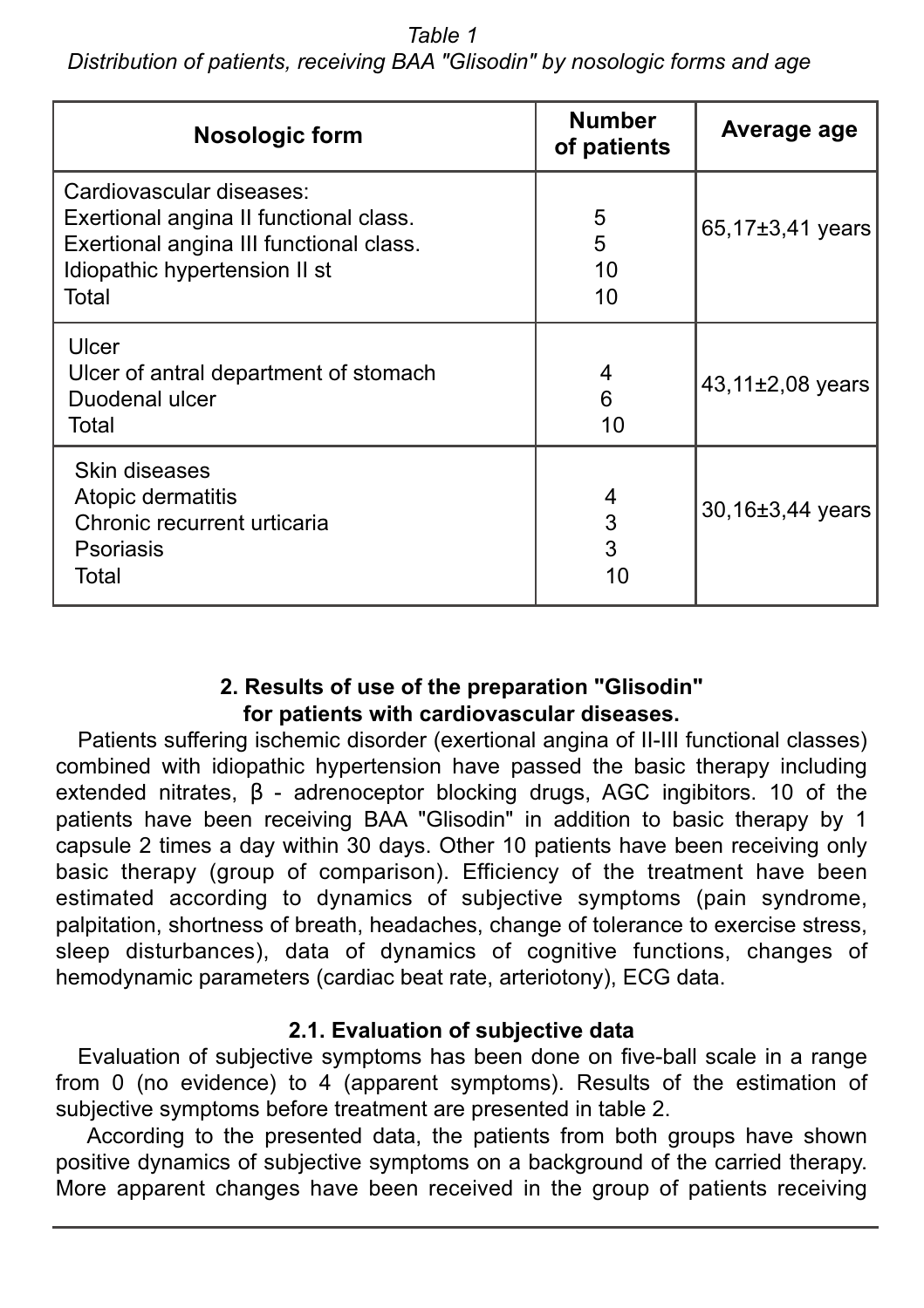*Table 1*

*Distribution of patients, receiving BAA "Glisodin" by nosologic forms and age*

| Nosologic form | Number of patients | Average age |
|---|---|---|
| Cardiovascular diseases: | | |
| Exertional angina II functional class. | 5 | 65,17±3,41 years |
| Exertional angina III functional class. | 5 | |
| Idiopathic hypertension II st | 10 | |
| Total | 10 | |
| Ulcer | | |
| Ulcer of antral department of stomach | 4 | 43,11±2,08 years |
| Duodenal ulcer | 6 | |
| Total | 10 | |
| Skin diseases | | |
| Atopic dermatitis | 4 | 30,16±3,44 years |
| Chronic recurrent urticaria | 3 | |
| Psoriasis | 3 | |
| Total | 10 | |

## 2. Results of use of the preparation "Glisodin" for patients with cardiovascular diseases.

Patients suffering ischemic disorder (exertional angina of II-III functional classes) combined with idiopathic hypertension have passed the basic therapy including extended nitrates, β - adrenoceptor blocking drugs, AGC ingibitors. 10 of the patients have been receiving BAA "Glisodin" in addition to basic therapy by 1 capsule 2 times a day within 30 days. Other 10 patients have been receiving only basic therapy (group of comparison). Efficiency of the treatment have been estimated according to dynamics of subjective symptoms (pain syndrome, palpitation, shortness of breath, headaches, change of tolerance to exercise stress, sleep disturbances), data of dynamics of cognitive functions, changes of hemodynamic parameters (cardiac beat rate, arteriotony), ECG data.

### 2.1. Evaluation of subjective data

Evaluation of subjective symptoms has been done on five-ball scale in a range from 0 (no evidence) to 4 (apparent symptoms). Results of the estimation of subjective symptoms before treatment are presented in table 2.

According to the presented data, the patients from both groups have shown positive dynamics of subjective symptoms on a background of the carried therapy. More apparent changes have been received in the group of patients receiving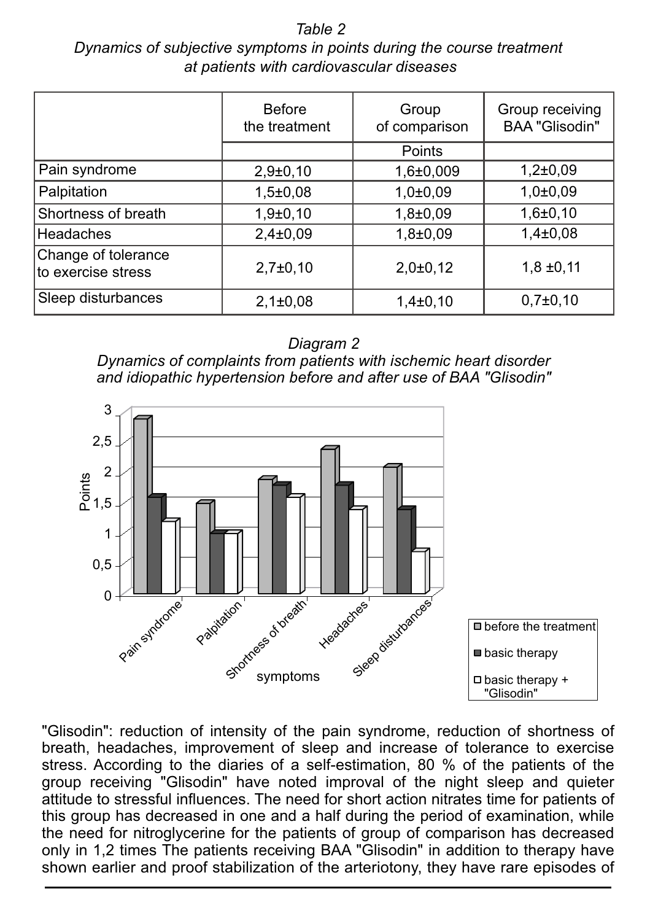*Table 2*
*Dynamics of subjective symptoms in points during the course treatment at patients with cardiovascular diseases*

| | Before the treatment | Group of comparison | Group receiving BAA "Glisodin" |
|---|---|---|---|
| | | Points | |
| Pain syndrome | 2,9±0,10 | 1,6±0,009 | 1,2±0,09 |
| Palpitation | 1,5±0,08 | 1,0±0,09 | 1,0±0,09 |
| Shortness of breath | 1,9±0,10 | 1,8±0,09 | 1,6±0,10 |
| Headaches | 2,4±0,09 | 1,8±0,09 | 1,4±0,08 |
| Change of tolerance to exercise stress | 2,7±0,10 | 2,0±0,12 | 1,8 ±0,11 |
| Sleep disturbances | 2,1±0,08 | 1,4±0,10 | 0,7±0,10 |

*Diagram 2*
*Dynamics of complaints from patients with ischemic heart disorder and idiopathic hypertension before and after use of BAA "Glisodin"*

"Glisodin": reduction of intensity of the pain syndrome, reduction of shortness of breath, headaches, improvement of sleep and increase of tolerance to exercise stress. According to the diaries of a self-estimation, 80 % of the patients of the group receiving "Glisodin" have noted improval of the night sleep and quieter attitude to stressful influences. The need for short action nitrates time for patients of this group has decreased in one and a half during the period of examination, while the need for nitroglycerine for the patients of group of comparison has decreased only in 1,2 times The patients receiving BAA "Glisodin" in addition to therapy have shown earlier and proof stabilization of the arteriotony, they have rare episodes of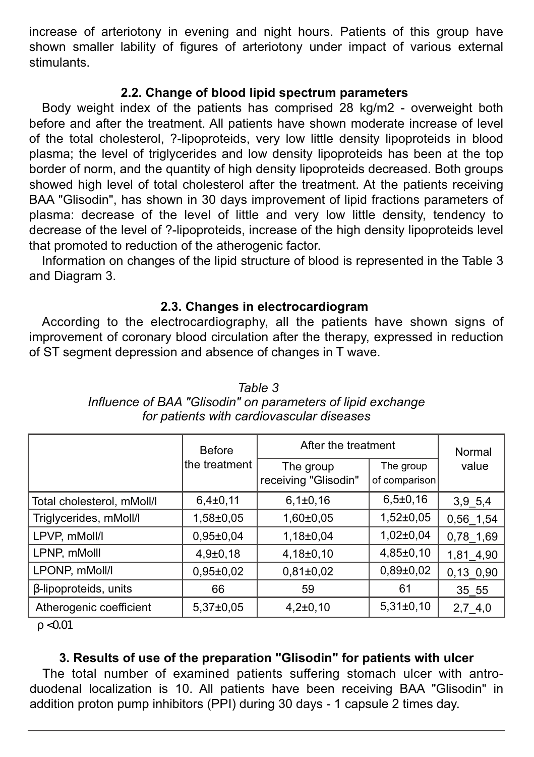increase of arteriotony in evening and night hours. Patients of this group have shown smaller lability of figures of arteriotony under impact of various external stimulants.

### 2.2. Change of blood lipid spectrum parameters

Body weight index of the patients has comprised 28 kg/m2 - overweight both before and after the treatment. All patients have shown moderate increase of level of the total cholesterol, ?-lipoproteids, very low little density lipoproteids in blood plasma; the level of triglycerides and low density lipoproteids has been at the top border of norm, and the quantity of high density lipoproteids decreased. Both groups showed high level of total cholesterol after the treatment. At the patients receiving BAA "Glisodin", has shown in 30 days improvement of lipid fractions parameters of plasma: decrease of the level of little and very low little density, tendency to decrease of the level of ?-lipoproteids, increase of the high density lipoproteids level that promoted to reduction of the atherogenic factor.

Information on changes of the lipid structure of blood is represented in the Table 3 and Diagram 3.

### 2.3. Changes in electrocardiogram

According to the electrocardiography, all the patients have shown signs of improvement of coronary blood circulation after the therapy, expressed in reduction of ST segment depression and absence of changes in T wave.

*Table 3*
*Influence of BAA "Glisodin" on parameters of lipid exchange for patients with cardiovascular diseases*

| | Before the treatment | After the treatment | | Normal value |
|---|---|---|---|---|
| | | The group receiving "Glisodin" | The group of comparison | |
| Total cholesterol, mMoll/l | 6,4±0,11 | 6,1±0,16 | 6,5±0,16 | 3,9_5,4 |
| Triglycerides, mMoll/l | 1,58±0,05 | 1,60±0,05 | 1,52±0,05 | 0,56_1,54 |
| LPVP, mMoll/l | 0,95±0,04 | 1,18±0,04 | 1,02±0,04 | 0,78_1,69 |
| LPNP, mMolll | 4,9±0,18 | 4,18±0,10 | 4,85±0,10 | 1,81_4,90 |
| LPONP, mMoll/l | 0,95±0,02 | 0,81±0,02 | 0,89±0,02 | 0,13_0,90 |
| β-lipoproteids, units | 66 | 59 | 61 | 35_55 |
| Atherogenic coefficient | 5,37±0,05 | 4,2±0,10 | 5,31±0,10 | 2,7_4,0 |

$\rho < 0.01$

### 3. Results of use of the preparation "Glisodin" for patients with ulcer

The total number of examined patients suffering stomach ulcer with antro-duodenal localization is 10. All patients have been receiving BAA "Glisodin" in addition proton pump inhibitors (PPI) during 30 days - 1 capsule 2 times day.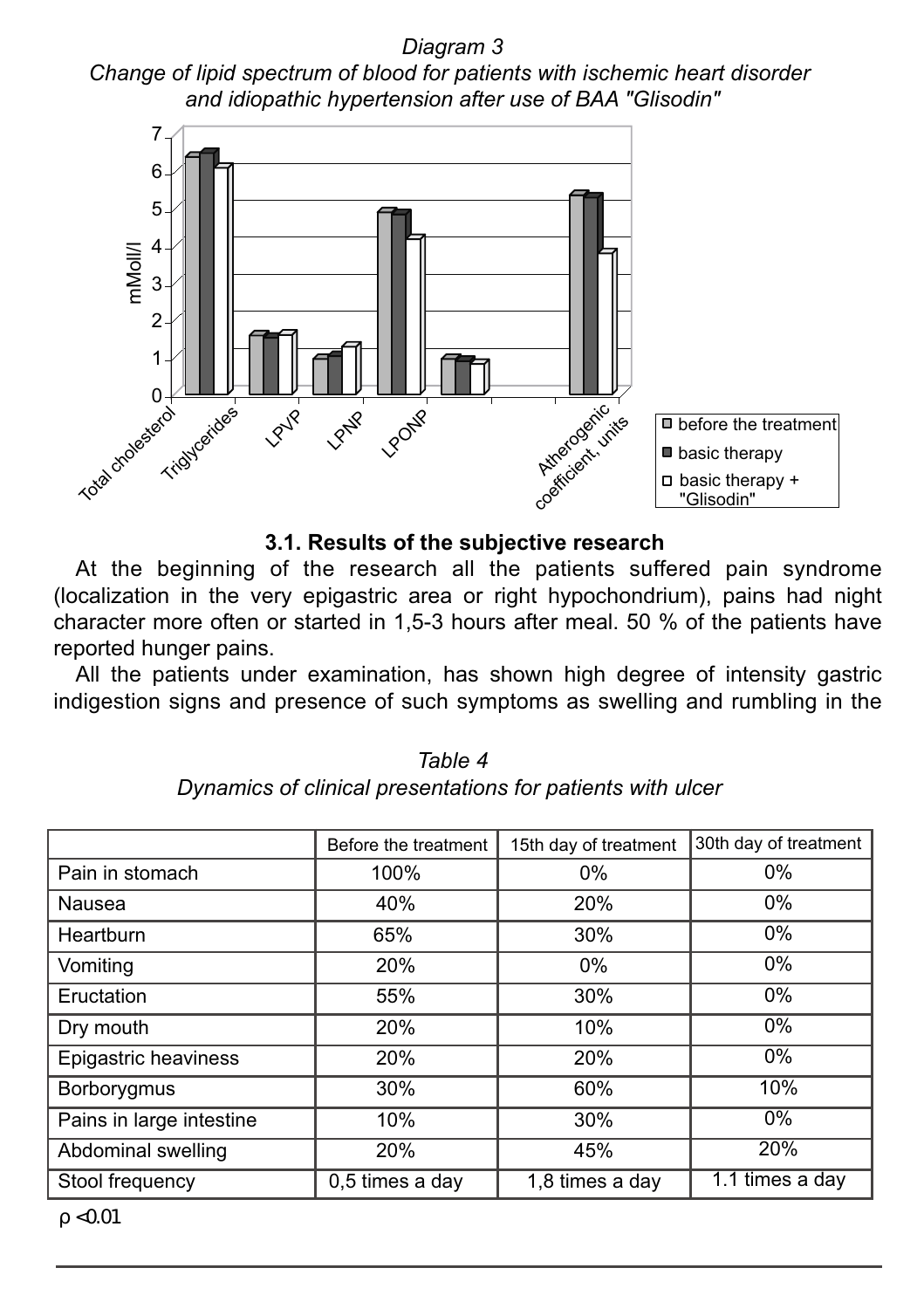*Diagram 3*
*Change of lipid spectrum of blood for patients with ischemic heart disorder and idiopathic hypertension after use of BAA "Glisodin"*

### 3.1. Results of the subjective research

At the beginning of the research all the patients suffered pain syndrome (localization in the very epigastric area or right hypochondrium), pains had night character more often or started in 1,5-3 hours after meal. 50 % of the patients have reported hunger pains.

All the patients under examination, has shown high degree of intensity gastric indigestion signs and presence of such symptoms as swelling and rumbling in the

*Table 4*
*Dynamics of clinical presentations for patients with ulcer*

| | Before the treatment | 15th day of treatment | 30th day of treatment |
|---|---|---|---|
| Pain in stomach | 100% | 0% | 0% |
| Nausea | 40% | 20% | 0% |
| Heartburn | 65% | 30% | 0% |
| Vomiting | 20% | 0% | 0% |
| Eructation | 55% | 30% | 0% |
| Dry mouth | 20% | 10% | 0% |
| Epigastric heaviness | 20% | 20% | 0% |
| Borborygmus | 30% | 60% | 10% |
| Pains in large intestine | 10% | 30% | 0% |
| Abdominal swelling | 20% | 45% | 20% |
| Stool frequency | 0,5 times a day | 1,8 times a day | 1.1 times a day |

$\rho < 0.01$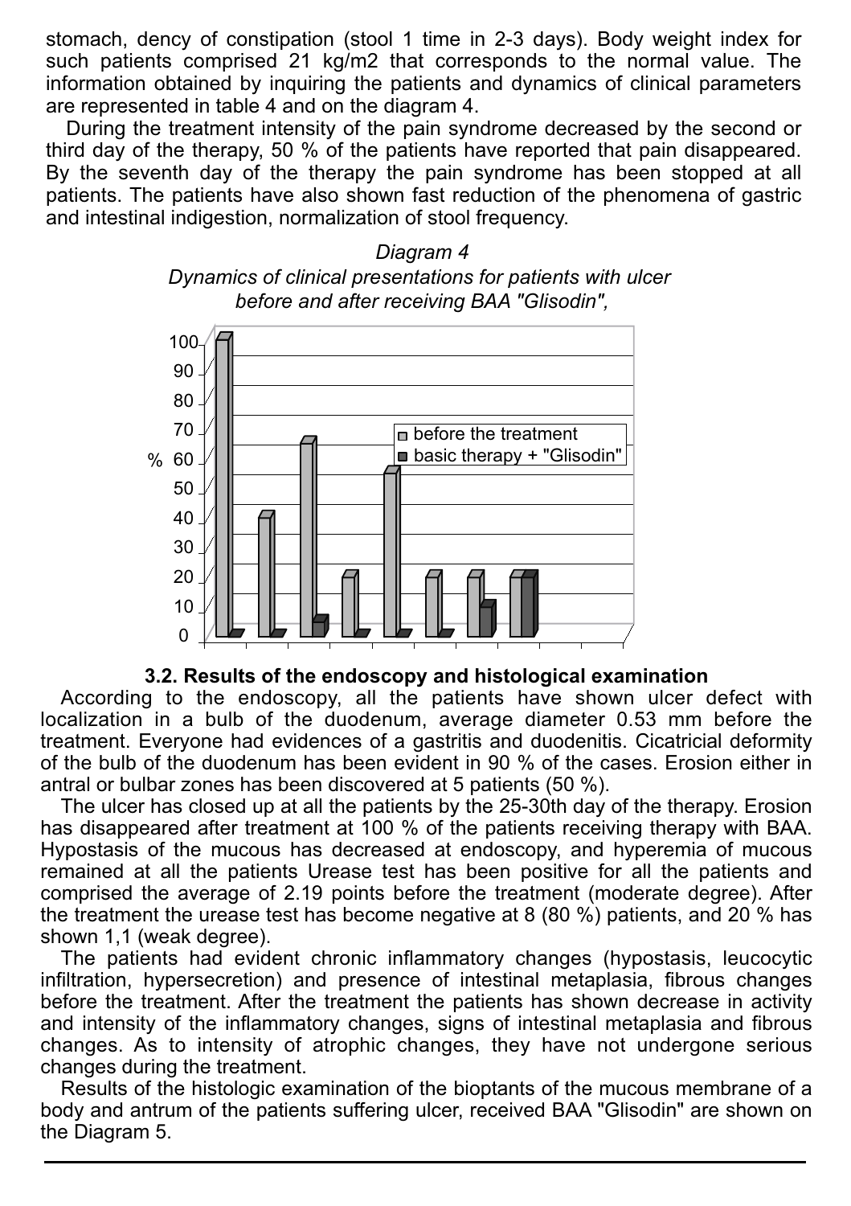stomach, dency of constipation (stool 1 time in 2-3 days). Body weight index for such patients comprised 21 kg/m2 that corresponds to the normal value. The information obtained by inquiring the patients and dynamics of clinical parameters are represented in table 4 and on the diagram 4.

During the treatment intensity of the pain syndrome decreased by the second or third day of the therapy, 50 % of the patients have reported that pain disappeared. By the seventh day of the therapy the pain syndrome has been stopped at all patients. The patients have also shown fast reduction of the phenomena of gastric and intestinal indigestion, normalization of stool frequency.

*Diagram 4*
*Dynamics of clinical presentations for patients with ulcer before and after receiving BAA "Glisodin",*

| | before the treatment | basic therapy + "Glisodin" |
|---|---|---|
| 1 | 100 | 0 |
| 2 | 40 | 0 |
| 3 | 65 | 5 |
| 4 | 20 | 0 |
| 5 | 55 | 0 |
| 6 | 20 | 0 |
| 7 | 20 | 10 |
| 8 | 20 | 20 |

### 3.2. Results of the endoscopy and histological examination

According to the endoscopy, all the patients have shown ulcer defect with localization in a bulb of the duodenum, average diameter 0.53 mm before the treatment. Everyone had evidences of a gastritis and duodenitis. Cicatricial deformity of the bulb of the duodenum has been evident in 90 % of the cases. Erosion either in antral or bulbar zones has been discovered at 5 patients (50 %).

The ulcer has closed up at all the patients by the 25-30th day of the therapy. Erosion has disappeared after treatment at 100 % of the patients receiving therapy with BAA. Hypostasis of the mucous has decreased at endoscopy, and hyperemia of mucous remained at all the patients Urease test has been positive for all the patients and comprised the average of 2.19 points before the treatment (moderate degree). After the treatment the urease test has become negative at 8 (80 %) patients, and 20 % has shown 1,1 (weak degree).

The patients had evident chronic inflammatory changes (hypostasis, leucocytic infiltration, hypersecretion) and presence of intestinal metaplasia, fibrous changes before the treatment. After the treatment the patients has shown decrease in activity and intensity of the inflammatory changes, signs of intestinal metaplasia and fibrous changes. As to intensity of atrophic changes, they have not undergone serious changes during the treatment.

Results of the histologic examination of the bioptants of the mucous membrane of a body and antrum of the patients suffering ulcer, received BAA "Glisodin" are shown on the Diagram 5.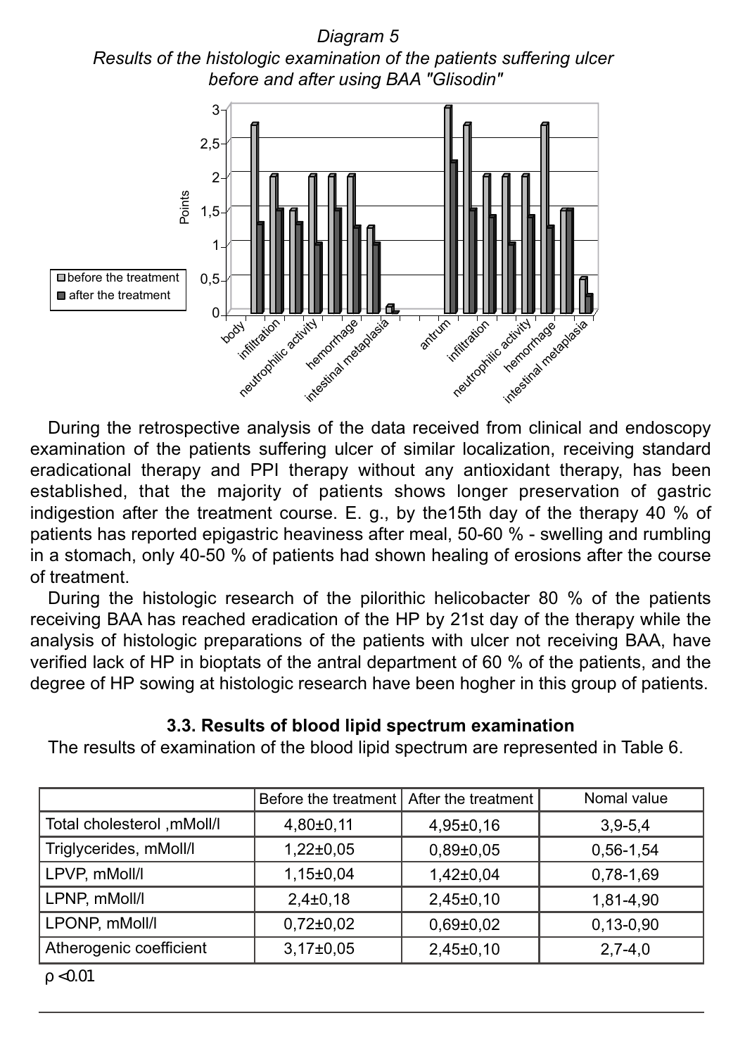*Diagram 5*
*Results of the histologic examination of the patients suffering ulcer before and after using BAA "Glisodin"*

During the retrospective analysis of the data received from clinical and endoscopy examination of the patients suffering ulcer of similar localization, receiving standard eradicational therapy and PPI therapy without any antioxidant therapy, has been established, that the majority of patients shows longer preservation of gastric indigestion after the treatment course. E. g., by the15th day of the therapy 40 % of patients has reported epigastric heaviness after meal, 50-60 % - swelling and rumbling in a stomach, only 40-50 % of patients had shown healing of erosions after the course of treatment.

During the histologic research of the pilorithic helicobacter 80 % of the patients receiving BAA has reached eradication of the HP by 21st day of the therapy while the analysis of histologic preparations of the patients with ulcer not receiving BAA, have verified lack of HP in bioptats of the antral department of 60 % of the patients, and the degree of HP sowing at histologic research have been hogher in this group of patients.

### 3.3. Results of blood lipid spectrum examination

The results of examination of the blood lipid spectrum are represented in Table 6.

| | Before the treatment | After the treatment | Nomal value |
|---|---|---|---|
| Total cholesterol ,mMoll/l | 4,80±0,11 | 4,95±0,16 | 3,9-5,4 |
| Triglycerides, mMoll/l | 1,22±0,05 | 0,89±0,05 | 0,56-1,54 |
| LPVP, mMoll/l | 1,15±0,04 | 1,42±0,04 | 0,78-1,69 |
| LPNP, mMoll/l | 2,4±0,18 | 2,45±0,10 | 1,81-4,90 |
| LPONP, mMoll/l | 0,72±0,02 | 0,69±0,02 | 0,13-0,90 |
| Atherogenic coefficient | 3,17±0,05 | 2,45±0,10 | 2,7-4,0 |

$\rho < 0.01$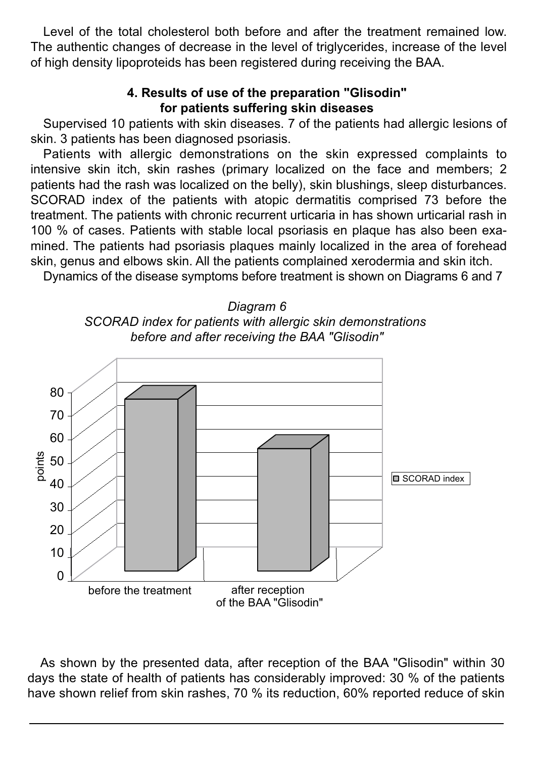Level of the total cholesterol both before and after the treatment remained low. The authentic changes of decrease in the level of triglycerides, increase of the level of high density lipoproteids has been registered during receiving the BAA.

### 4. Results of use of the preparation "Glisodin" for patients suffering skin diseases

Supervised 10 patients with skin diseases. 7 of the patients had allergic lesions of skin. 3 patients has been diagnosed psoriasis.

Patients with allergic demonstrations on the skin expressed complaints to intensive skin itch, skin rashes (primary localized on the face and members; 2 patients had the rash was localized on the belly), skin blushings, sleep disturbances. SCORAD index of the patients with atopic dermatitis comprised 73 before the treatment. The patients with chronic recurrent urticaria in has shown urticarial rash in 100 % of cases. Patients with stable local psoriasis en plaque has also been examined. The patients had psoriasis plaques mainly localized in the area of forehead skin, genus and elbows skin. All the patients complained xerodermia and skin itch.

Dynamics of the disease symptoms before treatment is shown on Diagrams 6 and 7

*Diagram 6*
*SCORAD index for patients with allergic skin demonstrations before and after receiving the BAA "Glisodin"*

As shown by the presented data, after reception of the BAA "Glisodin" within 30 days the state of health of patients has considerably improved: 30 % of the patients have shown relief from skin rashes, 70 % its reduction, 60% reported reduce of skin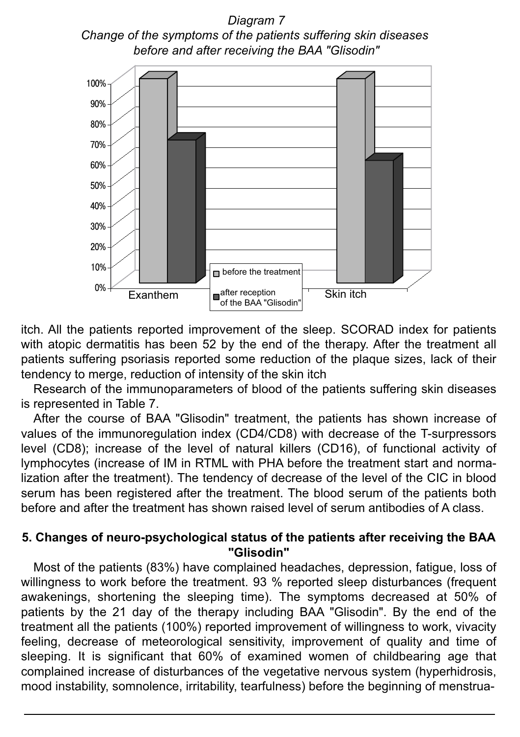*Diagram 7*
*Change of the symptoms of the patients suffering skin diseases before and after receiving the BAA "Glisodin"*

itch. All the patients reported improvement of the sleep. SCORAD index for patients with atopic dermatitis has been 52 by the end of the therapy. After the treatment all patients suffering psoriasis reported some reduction of the plaque sizes, lack of their tendency to merge, reduction of intensity of the skin itch

Research of the immunoparameters of blood of the patients suffering skin diseases is represented in Table 7.

After the course of BAA "Glisodin" treatment, the patients has shown increase of values of the immunoregulation index (CD4/CD8) with decrease of the T-surpressors level (CD8); increase of the level of natural killers (CD16), of functional activity of lymphocytes (increase of IM in RTML with PHA before the treatment start and normalization after the treatment). The tendency of decrease of the level of the CIC in blood serum has been registered after the treatment. The blood serum of the patients both before and after the treatment has shown raised level of serum antibodies of A class.

## 5. Changes of neuro-psychological status of the patients after receiving the BAA "Glisodin"

Most of the patients (83%) have complained headaches, depression, fatigue, loss of willingness to work before the treatment. 93 % reported sleep disturbances (frequent awakenings, shortening the sleeping time). The symptoms decreased at 50% of patients by the 21 day of the therapy including BAA "Glisodin". By the end of the treatment all the patients (100%) reported improvement of willingness to work, vivacity feeling, decrease of meteorological sensitivity, improvement of quality and time of sleeping. It is significant that 60% of examined women of childbearing age that complained increase of disturbances of the vegetative nervous system (hyperhidrosis, mood instability, somnolence, irritability, tearfulness) before the beginning of menstrua-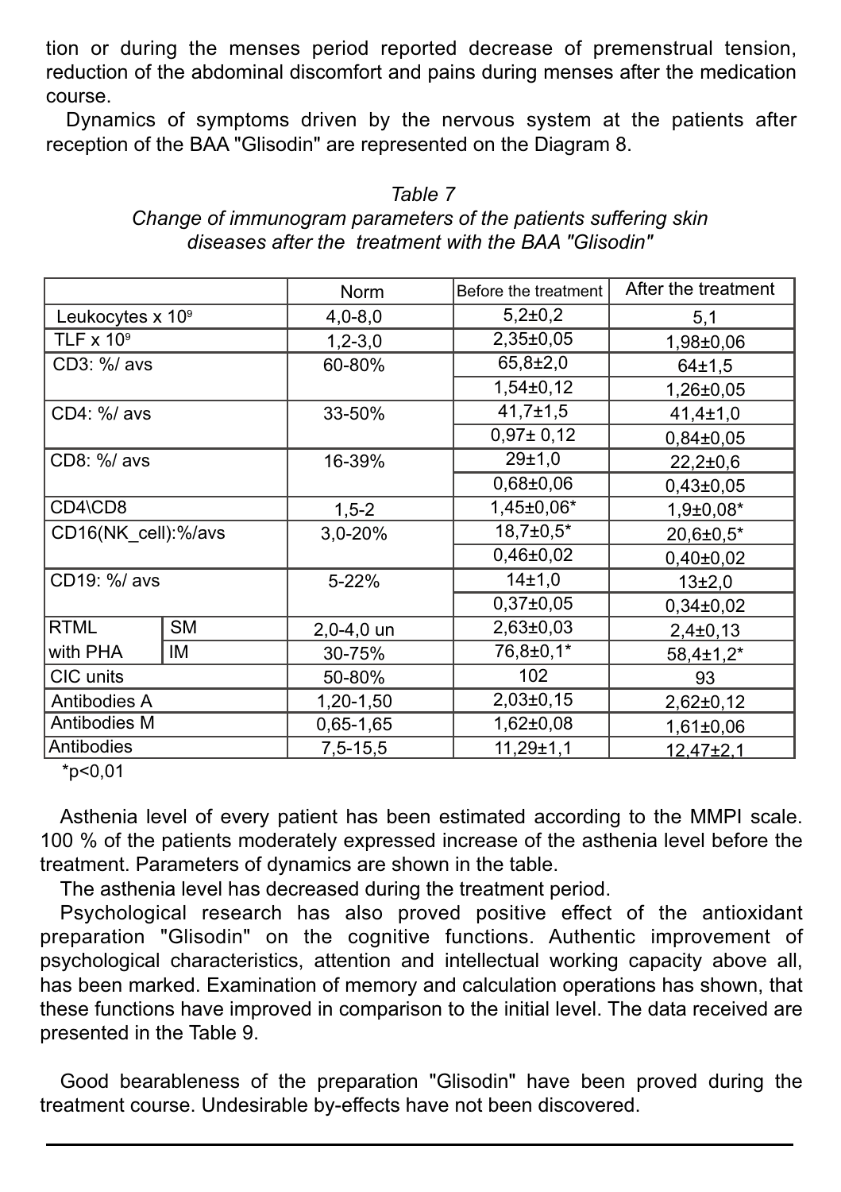tion or during the menses period reported decrease of premenstrual tension, reduction of the abdominal discomfort and pains during menses after the medication course.

Dynamics of symptoms driven by the nervous system at the patients after reception of the BAA "Glisodin" are represented on the Diagram 8.

*Table 7*

*Change of immunogram parameters of the patients suffering skin diseases after the treatment with the BAA "Glisodin"*

| | | Norm | Before the treatment | After the treatment |
|---|---|---|---|---|
| Leukocytes x $10^9$ | | 4,0-8,0 | 5,2±0,2 | 5,1 |
| TLF x $10^9$ | | 1,2-3,0 | 2,35±0,05 | 1,98±0,06 |
| CD3: %/ avs | | 60-80% | 65,8±2,0 | 64±1,5 |
| | | | 1,54±0,12 | 1,26±0,05 |
| CD4: %/ avs | | 33-50% | 41,7±1,5 | 41,4±1,0 |
| | | | 0,97± 0,12 | 0,84±0,05 |
| CD8: %/ avs | | 16-39% | 29±1,0 | 22,2±0,6 |
| | | | 0,68±0,06 | 0,43±0,05 |
| CD4\CD8 | | 1,5-2 | 1,45±0,06* | 1,9±0,08* |
| CD16(NK_cell):%/avs | | 3,0-20% | 18,7±0,5* | 20,6±0,5* |
| | | | 0,46±0,02 | 0,40±0,02 |
| CD19: %/ avs | | 5-22% | 14±1,0 | 13±2,0 |
| | | | 0,37±0,05 | 0,34±0,02 |
| RTML with PHA | SM | 2,0-4,0 un | 2,63±0,03 | 2,4±0,13 |
| | IM | 30-75% | 76,8±0,1* | 58,4±1,2* |
| CIC units | | 50-80% | 102 | 93 |
| Antibodies A | | 1,20-1,50 | 2,03±0,15 | 2,62±0,12 |
| Antibodies M | | 0,65-1,65 | 1,62±0,08 | 1,61±0,06 |
| Antibodies | | 7,5-15,5 | 11,29±1,1 | 12,47±2,1 |

*p<0,01

Asthenia level of every patient has been estimated according to the MMPI scale. 100 % of the patients moderately expressed increase of the asthenia level before the treatment. Parameters of dynamics are shown in the table.

The asthenia level has decreased during the treatment period.

Psychological research has also proved positive effect of the antioxidant preparation "Glisodin" on the cognitive functions. Authentic improvement of psychological characteristics, attention and intellectual working capacity above all, has been marked. Examination of memory and calculation operations has shown, that these functions have improved in comparison to the initial level. The data received are presented in the Table 9.

Good bearableness of the preparation "Glisodin" have been proved during the treatment course. Undesirable by-effects have not been discovered.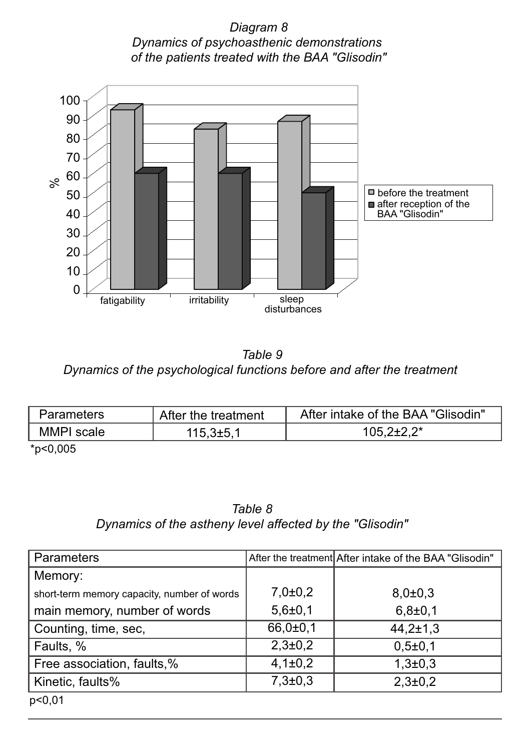*Diagram 8*
*Dynamics of psychoasthenic demonstrations of the patients treated with the BAA "Glisodin"*

*Table 9*
*Dynamics of the psychological functions before and after the treatment*

| Parameters | After the treatment | After intake of the BAA "Glisodin" |
|---|---|---|
| MMPI scale | 115,3±5,1 | 105,2±2,2* |

*p<0,005

*Table 8*
*Dynamics of the astheny level affected by the "Glisodin"*

| Parameters | After the treatment | After intake of the BAA "Glisodin" |
|---|---|---|
| Memory: | | |
| short-term memory capacity, number of words | 7,0±0,2 | 8,0±0,3 |
| main memory, number of words | 5,6±0,1 | 6,8±0,1 |
| Counting, time, sec, | 66,0±0,1 | 44,2±1,3 |
| Faults, % | 2,3±0,2 | 0,5±0,1 |
| Free association, faults,% | 4,1±0,2 | 1,3±0,3 |
| Kinetic, faults% | 7,3±0,3 | 2,3±0,2 |

p<0,01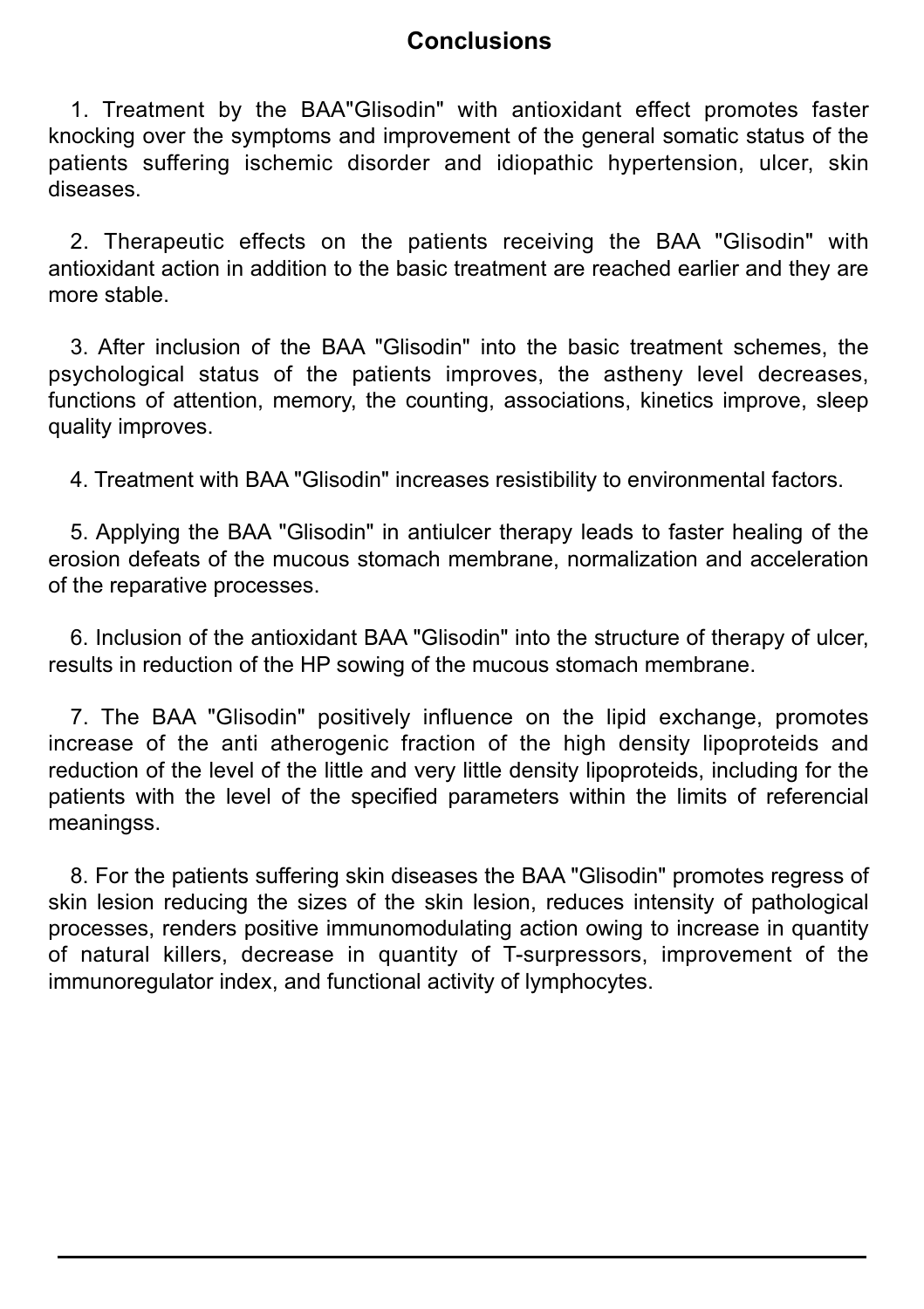## Conclusions

1. Treatment by the BAA"Glisodin" with antioxidant effect promotes faster knocking over the symptoms and improvement of the general somatic status of the patients suffering ischemic disorder and idiopathic hypertension, ulcer, skin diseases.

2. Therapeutic effects on the patients receiving the BAA "Glisodin" with antioxidant action in addition to the basic treatment are reached earlier and they are more stable.

3. After inclusion of the BAA "Glisodin" into the basic treatment schemes, the psychological status of the patients improves, the astheny level decreases, functions of attention, memory, the counting, associations, kinetics improve, sleep quality improves.

4. Treatment with BAA "Glisodin" increases resistibility to environmental factors.

5. Applying the BAA "Glisodin" in antiulcer therapy leads to faster healing of the erosion defeats of the mucous stomach membrane, normalization and acceleration of the reparative processes.

6. Inclusion of the antioxidant BAA "Glisodin" into the structure of therapy of ulcer, results in reduction of the HP sowing of the mucous stomach membrane.

7. The BAA "Glisodin" positively influence on the lipid exchange, promotes increase of the anti atherogenic fraction of the high density lipoproteids and reduction of the level of the little and very little density lipoproteids, including for the patients with the level of the specified parameters within the limits of referencial meaningss.

8. For the patients suffering skin diseases the BAA "Glisodin" promotes regress of skin lesion reducing the sizes of the skin lesion, reduces intensity of pathological processes, renders positive immunomodulating action owing to increase in quantity of natural killers, decrease in quantity of T-surpressors, improvement of the immunoregulator index, and functional activity of lymphocytes.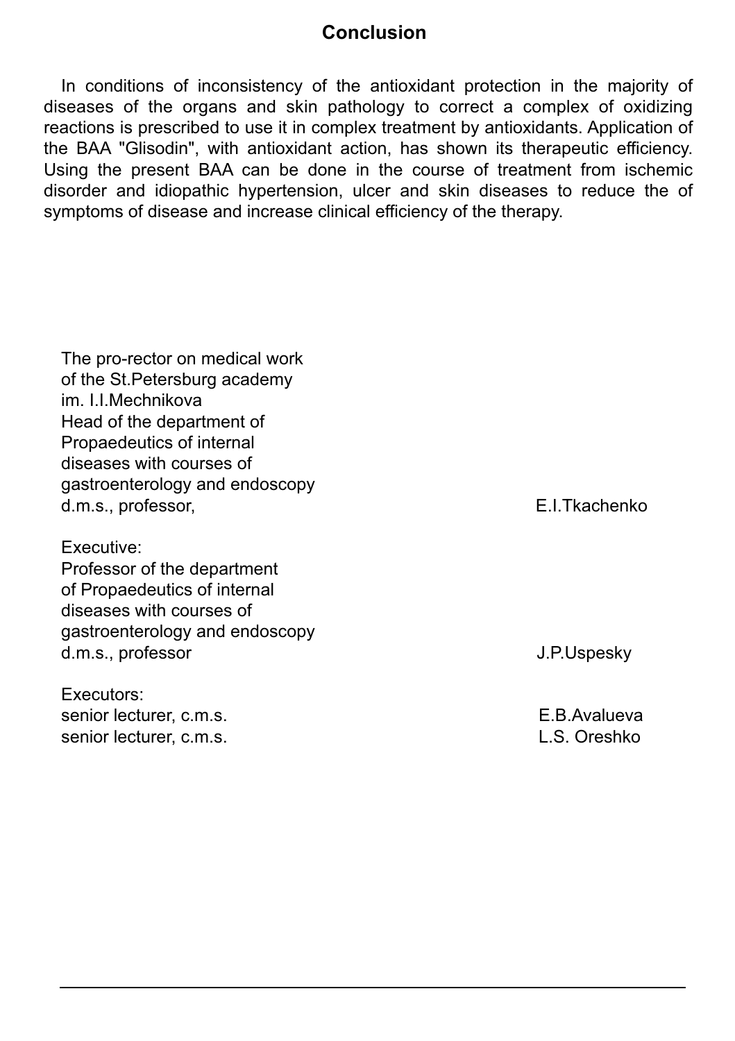## Conclusion

In conditions of inconsistency of the antioxidant protection in the majority of diseases of the organs and skin pathology to correct a complex of oxidizing reactions is prescribed to use it in complex treatment by antioxidants. Application of the BAA "Glisodin", with antioxidant action, has shown its therapeutic efficiency. Using the present BAA can be done in the course of treatment from ischemic disorder and idiopathic hypertension, ulcer and skin diseases to reduce the of symptoms of disease and increase clinical efficiency of the therapy.

The pro-rector on medical work
of the St.Petersburg academy
im. I.I.Mechnikova
Head of the department of
Propaedeutics of internal
diseases with courses of
gastroenterology and endoscopy
d.m.s., professor, E.I.Tkachenko

Executive:
Professor of the department
of Propaedeutics of internal
diseases with courses of
gastroenterology and endoscopy
d.m.s., professor J.P.Uspesky

Executors:
senior lecturer, c.m.s. E.B.Avalueva
senior lecturer, c.m.s. L.S. Oreshko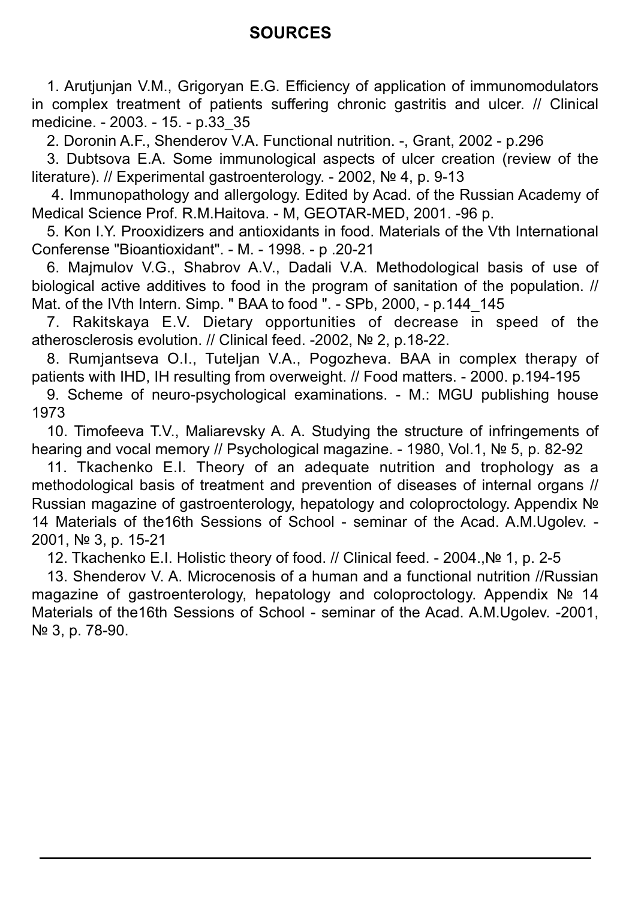# SOURCES

1. Arutjunjan V.M., Grigoryan E.G. Efficiency of application of immunomodulators in complex treatment of patients suffering chronic gastritis and ulcer. // Clinical medicine. - 2003. - 15. - p.33_35

2. Doronin A.F., Shenderov V.A. Functional nutrition. -, Grant, 2002 - p.296

3. Dubtsova E.A. Some immunological aspects of ulcer creation (review of the literature). // Experimental gastroenterology. - 2002, № 4, p. 9-13

4. Immunopathology and allergology. Edited by Acad. of the Russian Academy of Medical Science Prof. R.M.Haitova. - M, GEOTAR-MED, 2001. -96 p.

5. Kon I.Y. Prooxidizers and antioxidants in food. Materials of the Vth International Conferense "Bioantioxidant". - M. - 1998. - p .20-21

6. Majmulov V.G., Shabrov A.V., Dadali V.A. Methodological basis of use of biological active additives to food in the program of sanitation of the population. // Mat. of the IVth Intern. Simp. " BAA to food ". - SPb, 2000, - p.144_145

7. Rakitskaya E.V. Dietary opportunities of decrease in speed of the atherosclerosis evolution. // Clinical feed. -2002, № 2, p.18-22.

8. Rumjantseva O.I., Tuteljan V.A., Pogozheva. BAA in complex therapy of patients with IHD, IH resulting from overweight. // Food matters. - 2000. p.194-195

9. Scheme of neuro-psychological examinations. - M.: MGU publishing house 1973

10. Timofeeva T.V., Maliarevsky A. A. Studying the structure of infringements of hearing and vocal memory // Psychological magazine. - 1980, Vol.1, № 5, p. 82-92

11. Tkachenko E.I. Theory of an adequate nutrition and trophology as a methodological basis of treatment and prevention of diseases of internal organs // Russian magazine of gastroenterology, hepatology and coloproctology. Appendix № 14 Materials of the16th Sessions of School - seminar of the Acad. A.M.Ugolev. - 2001, № 3, p. 15-21

12. Tkachenko E.I. Holistic theory of food. // Clinical feed. - 2004.,№ 1, p. 2-5

13. Shenderov V. A. Microcenosis of a human and a functional nutrition //Russian magazine of gastroenterology, hepatology and coloproctology. Appendix № 14 Materials of the16th Sessions of School - seminar of the Acad. A.M.Ugolev. -2001, № 3, p. 78-90.